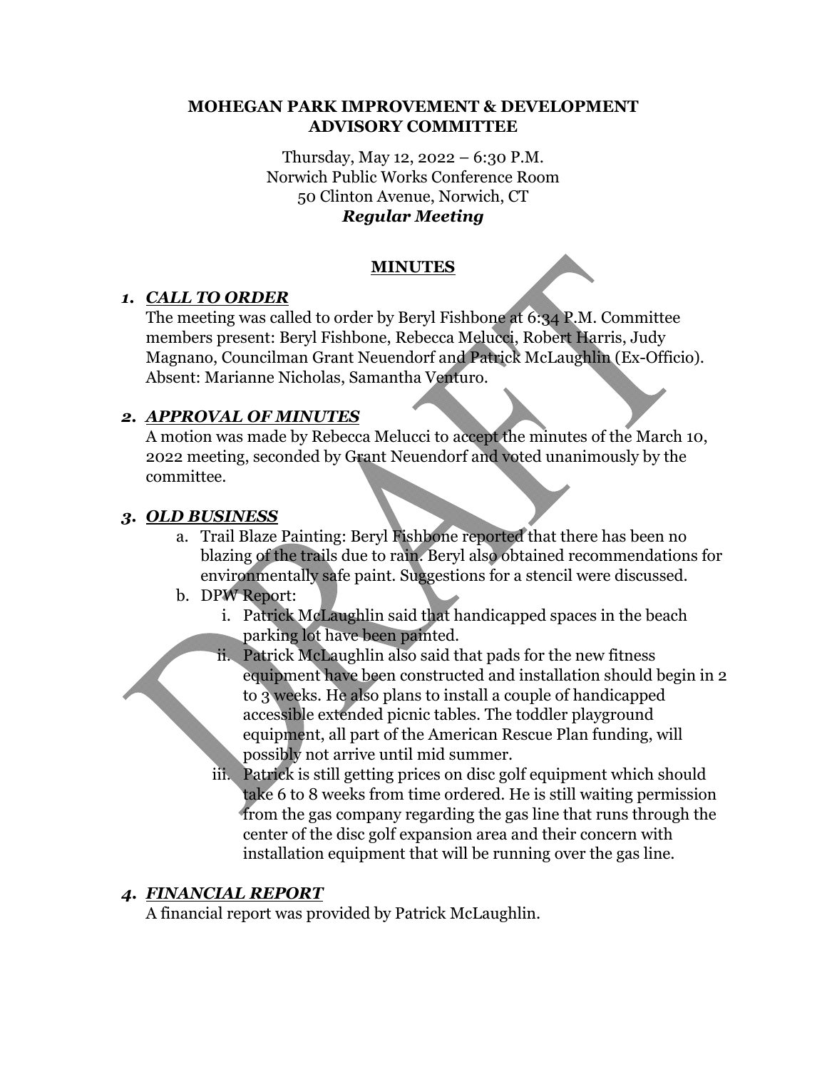# MOHEGAN PARK IMPROVEMENT & DEVELOPMENT ADVISORY COMMITTEE

Thursday, May 12, 2022 – 6:30 P.M.
Norwich Public Works Conference Room
50 Clinton Avenue, Norwich, CT
***Regular Meeting***

## MINUTES

### *1. CALL TO ORDER*

The meeting was called to order by Beryl Fishbone at 6:34 P.M. Committee members present: Beryl Fishbone, Rebecca Melucci, Robert Harris, Judy Magnano, Councilman Grant Neuendorf and Patrick McLaughlin (Ex-Officio). Absent: Marianne Nicholas, Samantha Venturo.

### *2. APPROVAL OF MINUTES*

A motion was made by Rebecca Melucci to accept the minutes of the March 10, 2022 meeting, seconded by Grant Neuendorf and voted unanimously by the committee.

### *3. OLD BUSINESS*

a. Trail Blaze Painting: Beryl Fishbone reported that there has been no blazing of the trails due to rain. Beryl also obtained recommendations for environmentally safe paint. Suggestions for a stencil were discussed.

b. DPW Report:
   i. Patrick McLaughlin said that handicapped spaces in the beach parking lot have been painted.
   ii. Patrick McLaughlin also said that pads for the new fitness equipment have been constructed and installation should begin in 2 to 3 weeks. He also plans to install a couple of handicapped accessible extended picnic tables. The toddler playground equipment, all part of the American Rescue Plan funding, will possibly not arrive until mid summer.
   iii. Patrick is still getting prices on disc golf equipment which should take 6 to 8 weeks from time ordered. He is still waiting permission from the gas company regarding the gas line that runs through the center of the disc golf expansion area and their concern with installation equipment that will be running over the gas line.

### *4. FINANCIAL REPORT*

A financial report was provided by Patrick McLaughlin.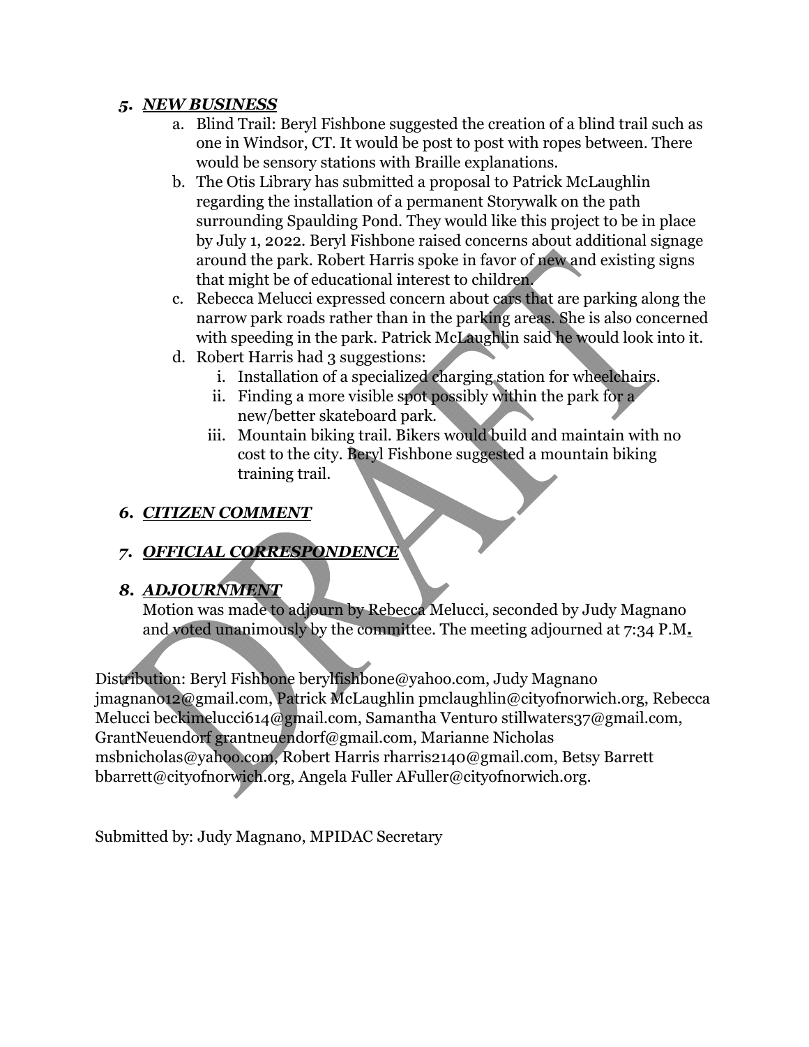## 5. ***NEW BUSINESS***

a. Blind Trail: Beryl Fishbone suggested the creation of a blind trail such as one in Windsor, CT. It would be post to post with ropes between. There would be sensory stations with Braille explanations.

b. The Otis Library has submitted a proposal to Patrick McLaughlin regarding the installation of a permanent Storywalk on the path surrounding Spaulding Pond. They would like this project to be in place by July 1, 2022. Beryl Fishbone raised concerns about additional signage around the park. Robert Harris spoke in favor of new and existing signs that might be of educational interest to children.

c. Rebecca Melucci expressed concern about cars that are parking along the narrow park roads rather than in the parking areas. She is also concerned with speeding in the park. Patrick McLaughlin said he would look into it.

d. Robert Harris had 3 suggestions:

   i. Installation of a specialized charging station for wheelchairs.

   ii. Finding a more visible spot possibly within the park for a new/better skateboard park.

   iii. Mountain biking trail. Bikers would build and maintain with no cost to the city. Beryl Fishbone suggested a mountain biking training trail.

## 6. ***CITIZEN COMMENT***

## 7. ***OFFICIAL CORRESPONDENCE***

## 8. ***ADJOURNMENT***

Motion was made to adjourn by Rebecca Melucci, seconded by Judy Magnano and voted unanimously by the committee. The meeting adjourned at 7:34 P.M.

Distribution: Beryl Fishbone berylfishbone@yahoo.com, Judy Magnano jmagnano12@gmail.com, Patrick McLaughlin pmclaughlin@cityofnorwich.org, Rebecca Melucci beckimelucci614@gmail.com, Samantha Venturo stillwaters37@gmail.com, GrantNeuendorf grantneuendorf@gmail.com, Marianne Nicholas msbnicholas@yahoo.com, Robert Harris rharris2140@gmail.com, Betsy Barrett bbarrett@cityofnorwich.org, Angela Fuller AFuller@cityofnorwich.org.

Submitted by: Judy Magnano, MPIDAC Secretary